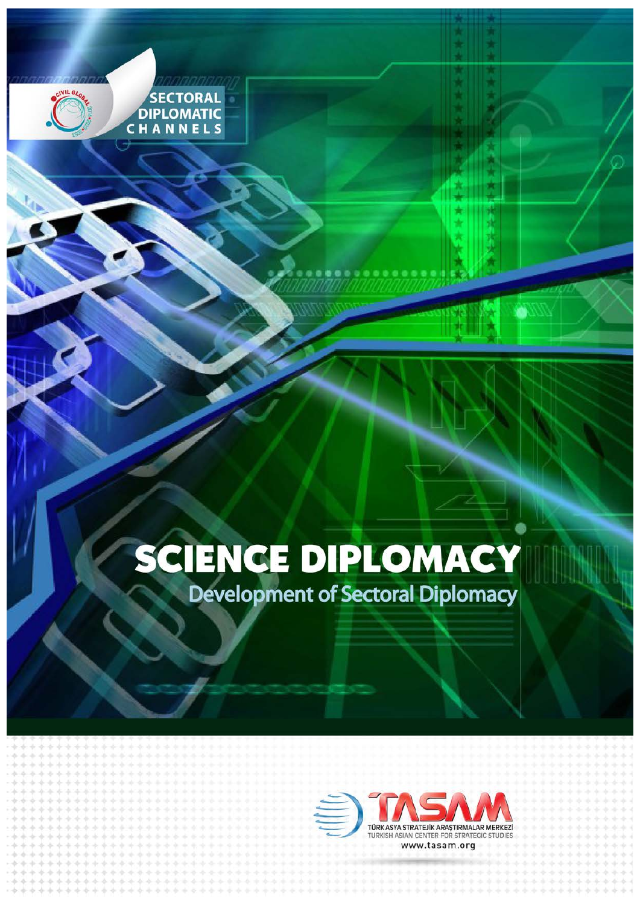SECTORAL DIPLOMATIC CHANNELS

# SCIENCE DIPLOMACY

## Development of Sectoral Diplomacy

TASAM

TÜRK ASYA STRATEJİK ARAŞTIRMALAR MERKEZİ

TURKISH ASIAN CENTER FOR STRATEGIC STUDIES

www.tasam.org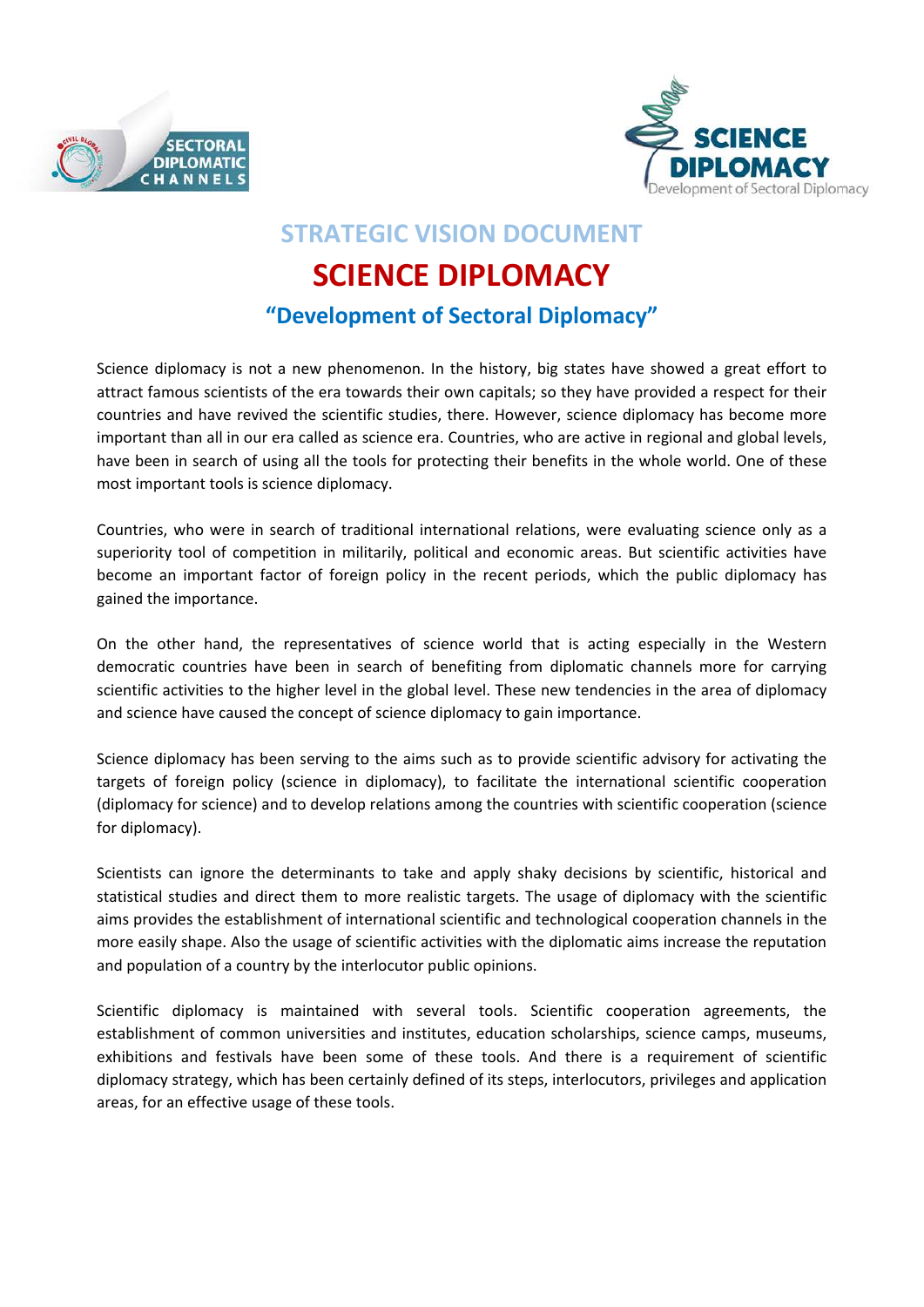# STRATEGIC VISION DOCUMENT

# SCIENCE DIPLOMACY

## "Development of Sectoral Diplomacy"

Science diplomacy is not a new phenomenon. In the history, big states have showed a great effort to attract famous scientists of the era towards their own capitals; so they have provided a respect for their countries and have revived the scientific studies, there. However, science diplomacy has become more important than all in our era called as science era. Countries, who are active in regional and global levels, have been in search of using all the tools for protecting their benefits in the whole world. One of these most important tools is science diplomacy.

Countries, who were in search of traditional international relations, were evaluating science only as a superiority tool of competition in militarily, political and economic areas. But scientific activities have become an important factor of foreign policy in the recent periods, which the public diplomacy has gained the importance.

On the other hand, the representatives of science world that is acting especially in the Western democratic countries have been in search of benefiting from diplomatic channels more for carrying scientific activities to the higher level in the global level. These new tendencies in the area of diplomacy and science have caused the concept of science diplomacy to gain importance.

Science diplomacy has been serving to the aims such as to provide scientific advisory for activating the targets of foreign policy (science in diplomacy), to facilitate the international scientific cooperation (diplomacy for science) and to develop relations among the countries with scientific cooperation (science for diplomacy).

Scientists can ignore the determinants to take and apply shaky decisions by scientific, historical and statistical studies and direct them to more realistic targets. The usage of diplomacy with the scientific aims provides the establishment of international scientific and technological cooperation channels in the more easily shape. Also the usage of scientific activities with the diplomatic aims increase the reputation and population of a country by the interlocutor public opinions.

Scientific diplomacy is maintained with several tools. Scientific cooperation agreements, the establishment of common universities and institutes, education scholarships, science camps, museums, exhibitions and festivals have been some of these tools. And there is a requirement of scientific diplomacy strategy, which has been certainly defined of its steps, interlocutors, privileges and application areas, for an effective usage of these tools.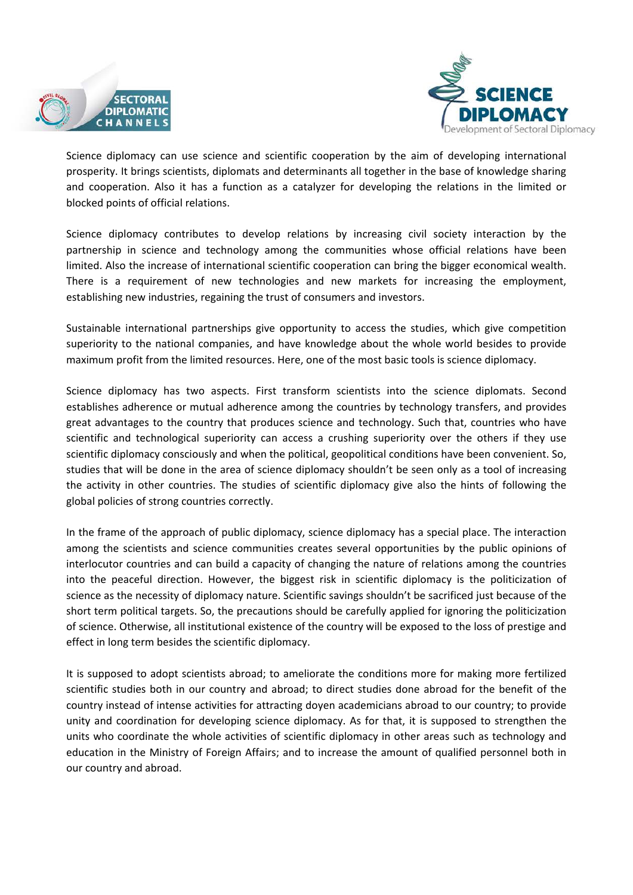Science diplomacy can use science and scientific cooperation by the aim of developing international prosperity. It brings scientists, diplomats and determinants all together in the base of knowledge sharing and cooperation. Also it has a function as a catalyzer for developing the relations in the limited or blocked points of official relations.

Science diplomacy contributes to develop relations by increasing civil society interaction by the partnership in science and technology among the communities whose official relations have been limited. Also the increase of international scientific cooperation can bring the bigger economical wealth. There is a requirement of new technologies and new markets for increasing the employment, establishing new industries, regaining the trust of consumers and investors.

Sustainable international partnerships give opportunity to access the studies, which give competition superiority to the national companies, and have knowledge about the whole world besides to provide maximum profit from the limited resources. Here, one of the most basic tools is science diplomacy.

Science diplomacy has two aspects. First transform scientists into the science diplomats. Second establishes adherence or mutual adherence among the countries by technology transfers, and provides great advantages to the country that produces science and technology. Such that, countries who have scientific and technological superiority can access a crushing superiority over the others if they use scientific diplomacy consciously and when the political, geopolitical conditions have been convenient. So, studies that will be done in the area of science diplomacy shouldn't be seen only as a tool of increasing the activity in other countries. The studies of scientific diplomacy give also the hints of following the global policies of strong countries correctly.

In the frame of the approach of public diplomacy, science diplomacy has a special place. The interaction among the scientists and science communities creates several opportunities by the public opinions of interlocutor countries and can build a capacity of changing the nature of relations among the countries into the peaceful direction. However, the biggest risk in scientific diplomacy is the politicization of science as the necessity of diplomacy nature. Scientific savings shouldn't be sacrificed just because of the short term political targets. So, the precautions should be carefully applied for ignoring the politicization of science. Otherwise, all institutional existence of the country will be exposed to the loss of prestige and effect in long term besides the scientific diplomacy.

It is supposed to adopt scientists abroad; to ameliorate the conditions more for making more fertilized scientific studies both in our country and abroad; to direct studies done abroad for the benefit of the country instead of intense activities for attracting doyen academicians abroad to our country; to provide unity and coordination for developing science diplomacy. As for that, it is supposed to strengthen the units who coordinate the whole activities of scientific diplomacy in other areas such as technology and education in the Ministry of Foreign Affairs; and to increase the amount of qualified personnel both in our country and abroad.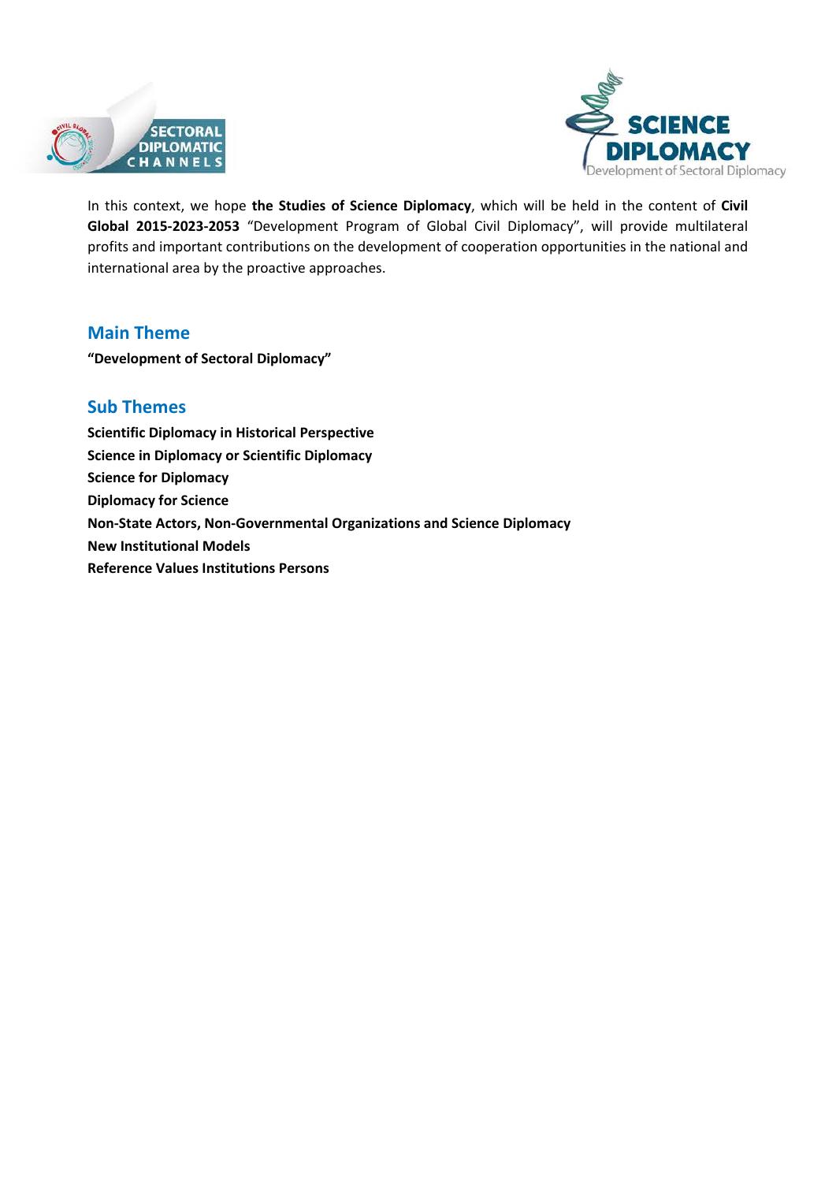In this context, we hope **the Studies of Science Diplomacy**, which will be held in the content of **Civil Global 2015-2023-2053** "Development Program of Global Civil Diplomacy", will provide multilateral profits and important contributions on the development of cooperation opportunities in the national and international area by the proactive approaches.

## Main Theme

**"Development of Sectoral Diplomacy"**

## Sub Themes

**Scientific Diplomacy in Historical Perspective**
**Science in Diplomacy or Scientific Diplomacy**
**Science for Diplomacy**
**Diplomacy for Science**
**Non-State Actors, Non-Governmental Organizations and Science Diplomacy**
**New Institutional Models**
**Reference Values Institutions Persons**